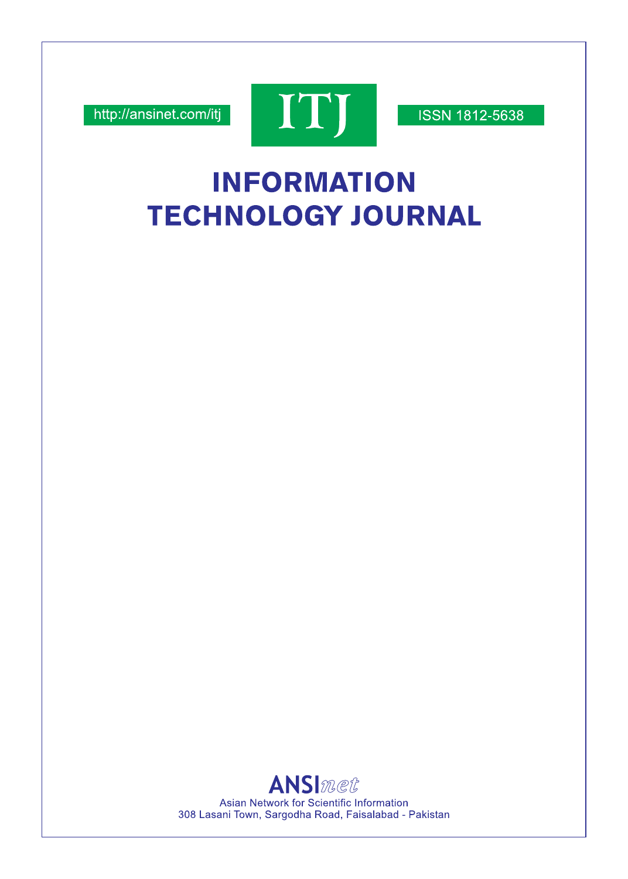http://ansinet.com/itj

ITJ

ISSN 1812-5638

# INFORMATION TECHNOLOGY JOURNAL

ANSInet

Asian Network for Scientific Information
308 Lasani Town, Sargodha Road, Faisalabad - Pakistan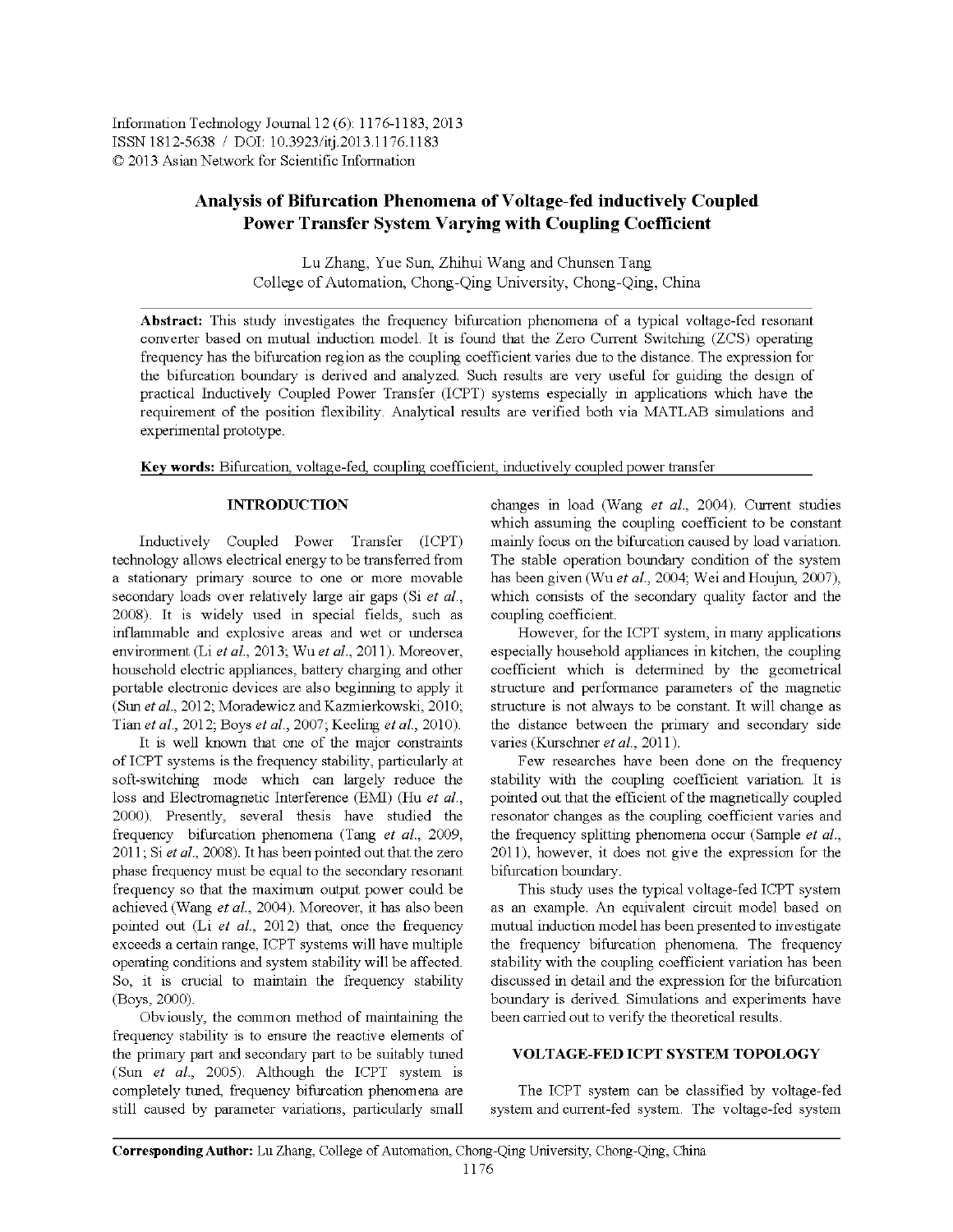Information Technology Journal 12 (6): 1176-1183, 2013
ISSN 1812-5638 / DOI: 10.3923/itj.2013.1176.1183
© 2013 Asian Network for Scientific Information

# Analysis of Bifurcation Phenomena of Voltage-fed inductively Coupled Power Transfer System Varying with Coupling Coefficient

Lu Zhang, Yue Sun, Zhihui Wang and Chunsen Tang
College of Automation, Chong-Qing University, Chong-Qing, China

**Abstract:** This study investigates the frequency bifurcation phenomena of a typical voltage-fed resonant converter based on mutual induction model. It is found that the Zero Current Switching (ZCS) operating frequency has the bifurcation region as the coupling coefficient varies due to the distance. The expression for the bifurcation boundary is derived and analyzed. Such results are very useful for guiding the design of practical Inductively Coupled Power Transfer (ICPT) systems especially in applications which have the requirement of the position flexibility. Analytical results are verified both via MATLAB simulations and experimental prototype.

**Key words:** Bifurcation, voltage-fed, coupling coefficient, inductively coupled power transfer

## INTRODUCTION

Inductively Coupled Power Transfer (ICPT) technology allows electrical energy to be transferred from a stationary primary source to one or more movable secondary loads over relatively large air gaps (Si *et al*., 2008). It is widely used in special fields, such as inflammable and explosive areas and wet or undersea environment (Li *et al*., 2013; Wu *et al*., 2011). Moreover, household electric appliances, battery charging and other portable electronic devices are also beginning to apply it (Sun *et al*., 2012; Moradewicz and Kazmierkowski, 2010; Tian *et al*., 2012; Boys *et al*., 2007; Keeling *et al*., 2010).

It is well known that one of the major constraints of ICPT systems is the frequency stability, particularly at soft-switching mode which can largely reduce the loss and Electromagnetic Interference (EMI) (Hu *et al*., 2000). Presently, several thesis have studied the frequency bifurcation phenomena (Tang *et al*., 2009, 2011; Si *et al*., 2008). It has been pointed out that the zero phase frequency must be equal to the secondary resonant frequency so that the maximum output power could be achieved (Wang *et al*., 2004). Moreover, it has also been pointed out (Li *et al*., 2012) that, once the frequency exceeds a certain range, ICPT systems will have multiple operating conditions and system stability will be affected. So, it is crucial to maintain the frequency stability (Boys, 2000).

Obviously, the common method of maintaining the frequency stability is to ensure the reactive elements of the primary part and secondary part to be suitably tuned (Sun *et al*., 2005). Although the ICPT system is completely tuned, frequency bifurcation phenomena are still caused by parameter variations, particularly small changes in load (Wang *et al*., 2004). Current studies which assuming the coupling coefficient to be constant mainly focus on the bifurcation caused by load variation. The stable operation boundary condition of the system has been given (Wu *et al*., 2004; Wei and Houjun, 2007), which consists of the secondary quality factor and the coupling coefficient.

However, for the ICPT system, in many applications especially household appliances in kitchen, the coupling coefficient which is determined by the geometrical structure and performance parameters of the magnetic structure is not always to be constant. It will change as the distance between the primary and secondary side varies (Kurschner *et al*., 2011).

Few researches have been done on the frequency stability with the coupling coefficient variation. It is pointed out that the efficient of the magnetically coupled resonator changes as the coupling coefficient varies and the frequency splitting phenomena occur (Sample *et al*., 2011), however, it does not give the expression for the bifurcation boundary.

This study uses the typical voltage-fed ICPT system as an example. An equivalent circuit model based on mutual induction model has been presented to investigate the frequency bifurcation phenomena. The frequency stability with the coupling coefficient variation has been discussed in detail and the expression for the bifurcation boundary is derived. Simulations and experiments have been carried out to verify the theoretical results.

## VOLTAGE-FED ICPT SYSTEM TOPOLOGY

The ICPT system can be classified by voltage-fed system and current-fed system. The voltage-fed system

**Corresponding Author:** Lu Zhang, College of Automation, Chong-Qing University, Chong-Qing, China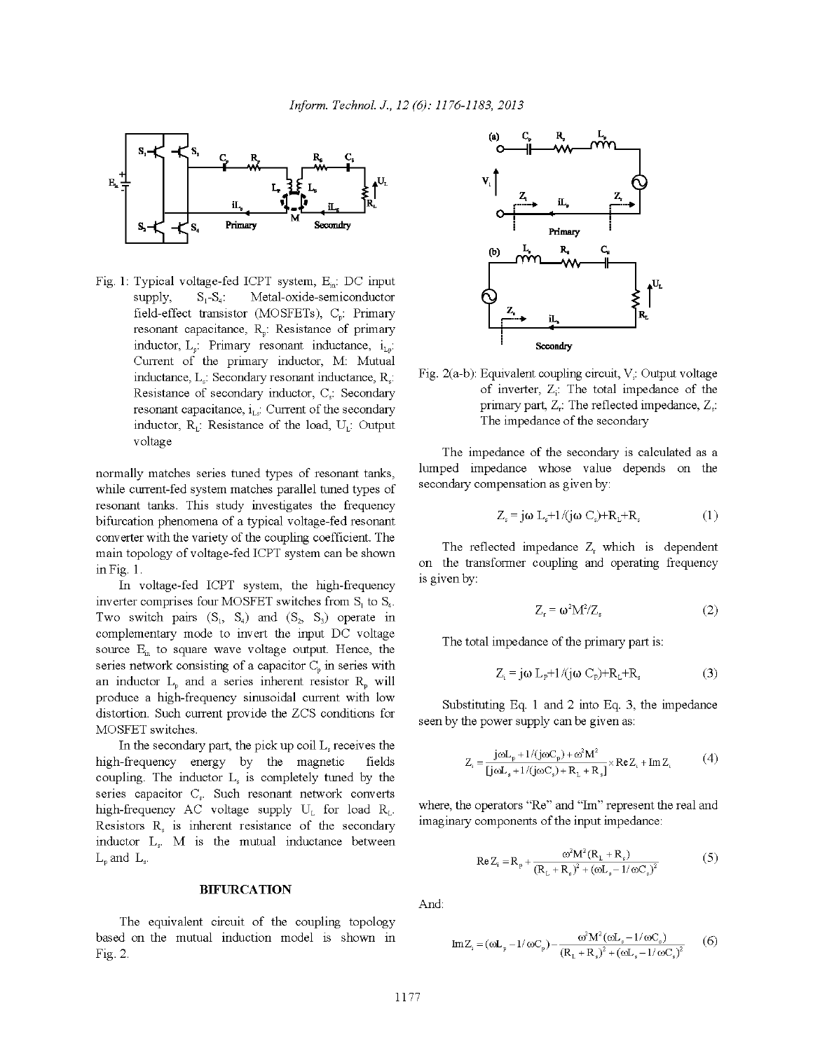Fig. 1: Typical voltage-fed ICPT system, $E_{in}$: DC input supply, $S_1$-$S_4$: Metal-oxide-semiconductor field-effect transistor (MOSFETs), $C_p$: Primary resonant capacitance, $R_p$: Resistance of primary inductor, $L_p$: Primary resonant inductance, $i_{Lp}$: Current of the primary inductor, M: Mutual inductance, $L_s$: Secondary resonant inductance, $R_s$: Resistance of secondary inductor, $C_s$: Secondary resonant capacitance, $i_{Ls}$: Current of the secondary inductor, $R_L$: Resistance of the load, $U_L$: Output voltage

normally matches series tuned types of resonant tanks, while current-fed system matches parallel tuned types of resonant tanks. This study investigates the frequency bifurcation phenomena of a typical voltage-fed resonant converter with the variety of the coupling coefficient. The main topology of voltage-fed ICPT system can be shown in Fig. 1.

In voltage-fed ICPT system, the high-frequency inverter comprises four MOSFET switches from $S_1$ to $S_4$. Two switch pairs ($S_1$, $S_4$) and ($S_2$, $S_3$) operate in complementary mode to invert the input DC voltage source $E_{in}$ to square wave voltage output. Hence, the series network consisting of a capacitor $C_p$ in series with an inductor $L_p$ and a series inherent resistor $R_p$ will produce a high-frequency sinusoidal current with low distortion. Such current provide the ZCS conditions for MOSFET switches.

In the secondary part, the pick up coil $L_s$ receives the high-frequency energy by the magnetic fields coupling. The inductor $L_s$ is completely tuned by the series capacitor $C_s$. Such resonant network converts high-frequency AC voltage supply $U_L$ for load $R_L$. Resistors $R_s$ is inherent resistance of the secondary inductor $L_s$. M is the mutual inductance between $L_p$ and $L_s$.

## BIFURCATION

The equivalent circuit of the coupling topology based on the mutual induction model is shown in Fig. 2.

Fig. 2(a-b): Equivalent coupling circuit, $V_i$: Output voltage of inverter, $Z_i$: The total impedance of the primary part, $Z_r$: The reflected impedance, $Z_s$: The impedance of the secondary

The impedance of the secondary is calculated as a lumped impedance whose value depends on the secondary compensation as given by:

$$Z_s = j\omega L_s + 1/(j\omega C_s) + R_L + R_s \tag{1}$$

The reflected impedance $Z_r$ which is dependent on the transformer coupling and operating frequency is given by:

$$Z_r = \omega^2 M^2 / Z_s \tag{2}$$

The total impedance of the primary part is:

$$Z_i = j\omega L_p + 1/(j\omega C_p) + R_L + R_s \tag{3}$$

Substituting Eq. 1 and 2 into Eq. 3, the impedance seen by the power supply can be given as:

$$Z_i = \frac{j\omega L_p + 1/(j\omega C_p) + \omega^2 M^2}{[j\omega L_s + 1/(j\omega C_s) + R_L + R_s]} \times \operatorname{Re} Z_i + \operatorname{Im} Z_i \tag{4}$$

where, the operators "Re" and "Im" represent the real and imaginary components of the input impedance:

$$\operatorname{Re} Z_i = R_p + \frac{\omega^2 M^2 (R_L + R_s)}{(R_L + R_s)^2 + (\omega L_s - 1/\omega C_s)^2} \tag{5}$$

And:

$$\operatorname{Im} Z_i = (\omega L_p - 1/\omega C_p) - \frac{\omega^2 M^2 (\omega L_s - 1/\omega C_s)}{(R_L + R_s)^2 + (\omega L_s - 1/\omega C_s)^2} \tag{6}$$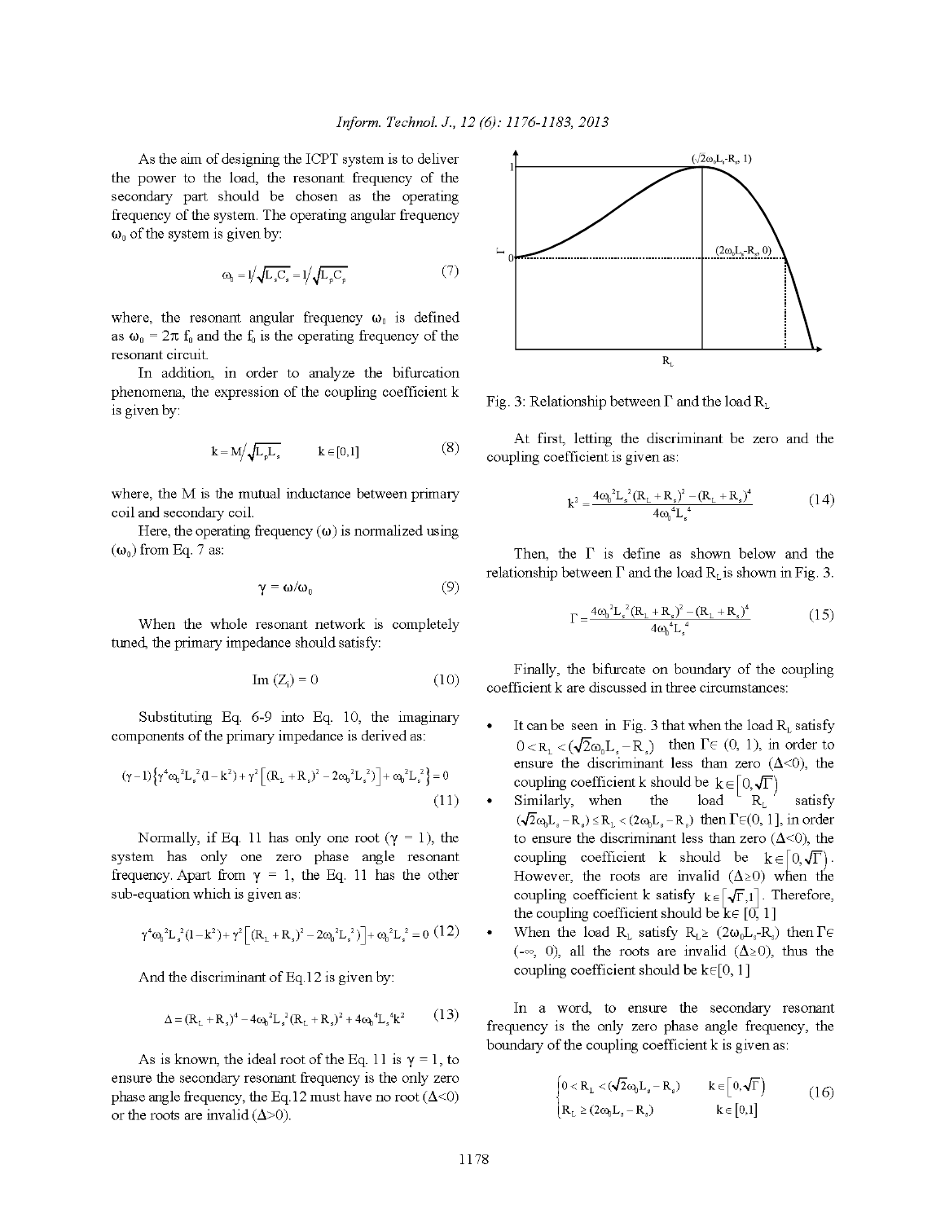As the aim of designing the ICPT system is to deliver the power to the load, the resonant frequency of the secondary part should be chosen as the operating frequency of the system. The operating angular frequency $\omega_0$ of the system is given by:

$$\omega_0 = 1/\sqrt{L_s C_s} = 1/\sqrt{L_p C_p} \tag{7}$$

where, the resonant angular frequency $\omega_0$ is defined as $\omega_0 = 2\pi f_0$ and the $f_0$ is the operating frequency of the resonant circuit.

In addition, in order to analyze the bifurcation phenomena, the expression of the coupling coefficient k is given by:

$$k = M/\sqrt{L_p L_s} \qquad k \in [0,1] \tag{8}$$

where, the M is the mutual inductance between primary coil and secondary coil.

Here, the operating frequency ($\omega$) is normalized using ($\omega_0$) from Eq. 7 as:

$$\gamma = \omega/\omega_0 \tag{9}$$

When the whole resonant network is completely tuned, the primary impedance should satisfy:

$$\text{Im}\,(Z_1) = 0 \tag{10}$$

Substituting Eq. 6-9 into Eq. 10, the imaginary components of the primary impedance is derived as:

$$(\gamma - 1)\left\{\gamma^4 \omega_0^2 L_s^2 (1-k^2) + \gamma^2\left[(R_L + R_s)^2 - 2\omega_0^2 L_s^2\right] + \omega_0^2 L_s^2\right\} = 0 \tag{11}$$

Normally, if Eq. 11 has only one root ($\gamma = 1$), the system has only one zero phase angle resonant frequency. Apart from $\gamma = 1$, the Eq. 11 has the other sub-equation which is given as:

$$\gamma^4 \omega_0^2 L_s^2 (1-k^2) + \gamma^2\left[(R_L + R_s)^2 - 2\omega_0^2 L_s^2\right] + \omega_0^2 L_s^2 = 0 \tag{12}$$

And the discriminant of Eq.12 is given by:

$$\Delta = (R_L + R_s)^4 - 4\omega_0^2 L_s^2 (R_L + R_s)^2 + 4\omega_0^4 L_s^4 k^2 \tag{13}$$

As is known, the ideal root of the Eq. 11 is $\gamma = 1$, to ensure the secondary resonant frequency is the only zero phase angle frequency, the Eq.12 must have no root ($\Delta<0$) or the roots are invalid ($\Delta>0$).

Fig. 3: Relationship between $\Gamma$ and the load $R_L$

At first, letting the discriminant be zero and the coupling coefficient is given as:

$$k^2 = \frac{4\omega_0^2 L_s^2 (R_L + R_s)^2 - (R_L + R_s)^4}{4\omega_0^4 L_s^4} \tag{14}$$

Then, the $\Gamma$ is define as shown below and the relationship between $\Gamma$ and the load $R_L$ is shown in Fig. 3.

$$\Gamma = \frac{4\omega_0^2 L_s^2 (R_L + R_s)^2 - (R_L + R_s)^4}{4\omega_0^4 L_s^4} \tag{15}$$

Finally, the bifurcate on boundary of the coupling coefficient k are discussed in three circumstances:

- It can be seen in Fig. 3 that when the load $R_L$ satisfy $0 < R_L < (\sqrt{2}\omega_0 L_s - R_s)$ then $\Gamma \in (0, 1)$, in order to ensure the discriminant less than zero ($\Delta<0$), the coupling coefficient k should be $k \in \left[0, \sqrt{\Gamma}\right)$
- Similarly, when the load $R_L$ satisfy $(\sqrt{2}\omega_0 L_s - R_s) \le R_L < (2\omega_0 L_s - R_s)$ then $\Gamma \in (0, 1]$, in order to ensure the discriminant less than zero ($\Delta<0$), the coupling coefficient k should be $k \in \left[0, \sqrt{\Gamma}\right)$. However, the roots are invalid ($\Delta \ge 0$) when the coupling coefficient k satisfy $k \in \left[\sqrt{\Gamma}, 1\right]$. Therefore, the coupling coefficient should be $k \in [0, 1]$
- When the load $R_L$ satisfy $R_L \ge (2\omega_0 L_s - R_s)$ then $\Gamma \in (-\infty, 0)$, all the roots are invalid ($\Delta \ge 0$), thus the coupling coefficient should be $k \in [0, 1]$

In a word, to ensure the secondary resonant frequency is the only zero phase angle frequency, the boundary of the coupling coefficient k is given as:

$$\begin{cases} 0 < R_L < (\sqrt{2}\omega_0 L_s - R_s) & k \in \left[0, \sqrt{\Gamma}\right) \\ R_L \ge (2\omega_0 L_s - R_s) & k \in [0, 1] \end{cases} \tag{16}$$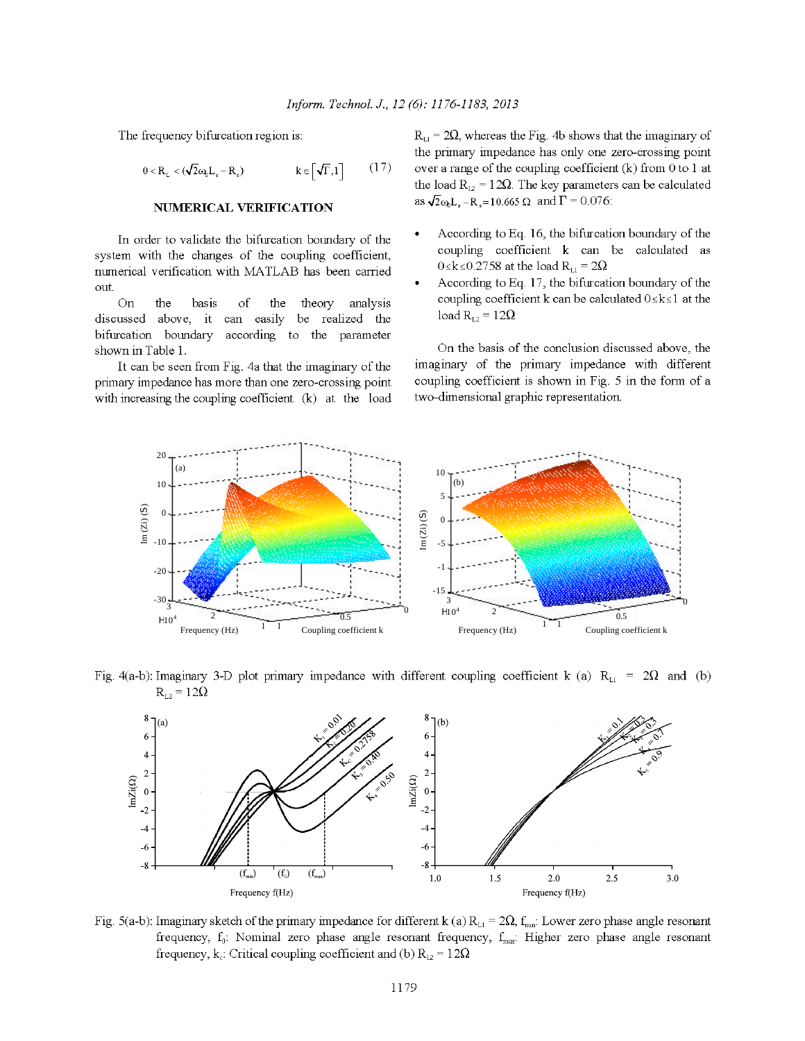The frequency bifurcation region is:

$$0 < R_L < (\sqrt{2}\omega_0 L_s - R_s) \qquad k \in \left[\sqrt{\Gamma}, 1\right] \qquad (17)$$

## NUMERICAL VERIFICATION

In order to validate the bifurcation boundary of the system with the changes of the coupling coefficient, numerical verification with MATLAB has been carried out.

On the basis of the theory analysis discussed above, it can easily be realized the bifurcation boundary according to the parameter shown in Table 1.

It can be seen from Fig. 4a that the imaginary of the primary impedance has more than one zero-crossing point with increasing the coupling coefficient (k) at the load $R_{L1} = 2\Omega$, whereas the Fig. 4b shows that the imaginary of the primary impedance has only one zero-crossing point over a range of the coupling coefficient (k) from 0 to 1 at the load $R_{L2} = 12\Omega$. The key parameters can be calculated as $\sqrt{2}\omega_0 L_s - R_s = 10.665\ \Omega$ and $\Gamma = 0.076$:

- According to Eq. 16, the bifurcation boundary of the coupling coefficient k can be calculated as $0 \le k \le 0.2758$ at the load $R_{L1} = 2\Omega$
- According to Eq. 17, the bifurcation boundary of the coupling coefficient k can be calculated $0 \le k \le 1$ at the load $R_{L2} = 12\Omega$

On the basis of the conclusion discussed above, the imaginary of the primary impedance with different coupling coefficient is shown in Fig. 5 in the form of a two-dimensional graphic representation.

Fig. 4(a-b): Imaginary 3-D plot primary impedance with different coupling coefficient k (a) $R_{L1} = 2\Omega$ and (b) $R_{L2} = 12\Omega$

Fig. 5(a-b): Imaginary sketch of the primary impedance for different k (a) $R_{L1} = 2\Omega$, $f_{min}$: Lower zero phase angle resonant frequency, $f_0$: Nominal zero phase angle resonant frequency, $f_{max}$: Higher zero phase angle resonant frequency, $k_c$: Critical coupling coefficient and (b) $R_{L2} = 12\Omega$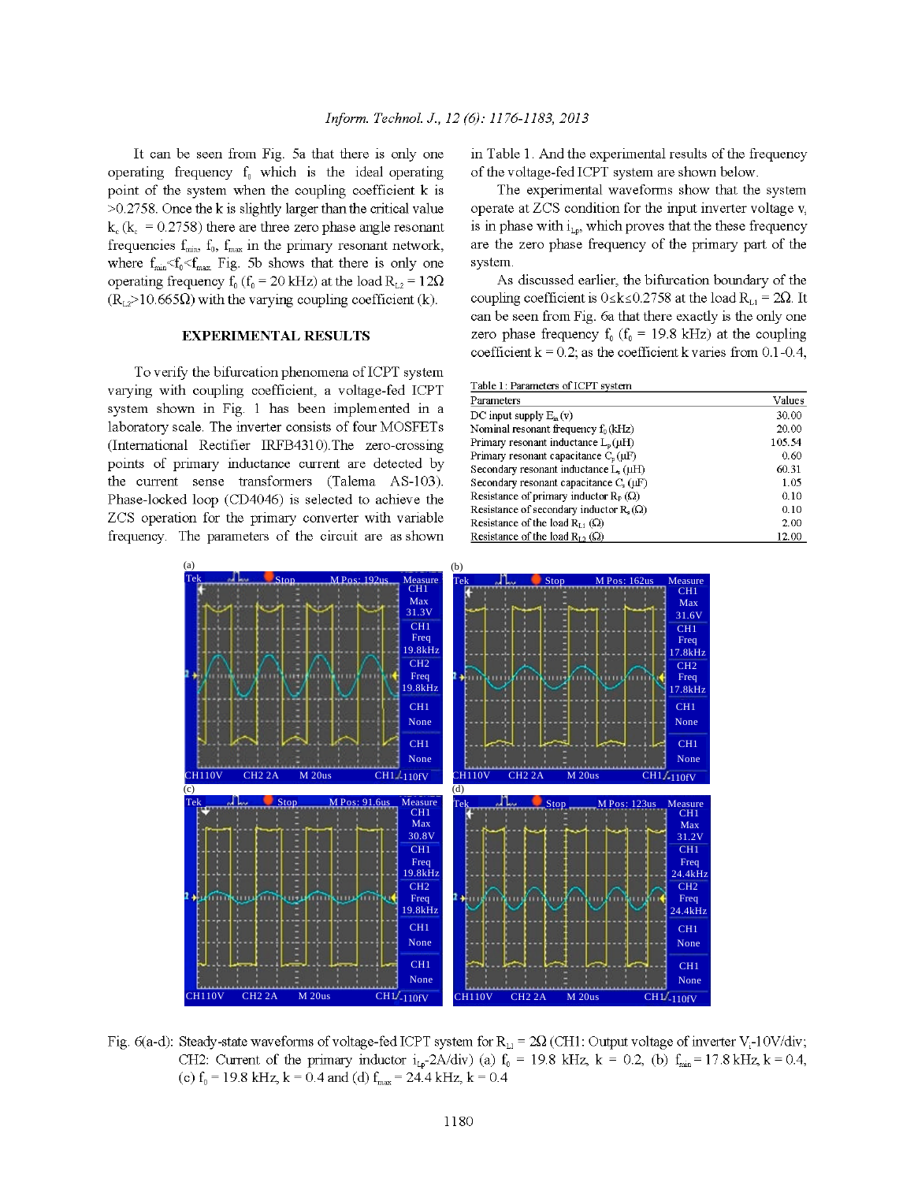It can be seen from Fig. 5a that there is only one operating frequency $f_0$ which is the ideal operating point of the system when the coupling coefficient k is >0.2758. Once the k is slightly larger than the critical value $k_c$ ($k_c$ = 0.2758) there are three zero phase angle resonant frequencies $f_{min}$, $f_0$, $f_{max}$ in the primary resonant network, where $f_{min}<f_0<f_{max}$. Fig. 5b shows that there is only one operating frequency $f_0$ ($f_0$ = 20 kHz) at the load $R_{L2}$ = 12Ω ($R_{L2}$>10.665Ω) with the varying coupling coefficient (k).

## EXPERIMENTAL RESULTS

To verify the bifurcation phenomena of ICPT system varying with coupling coefficient, a voltage-fed ICPT system shown in Fig. 1 has been implemented in a laboratory scale. The inverter consists of four MOSFETs (International Rectifier IRFB4310). The zero-crossing points of primary inductance current are detected by the current sense transformers (Talema AS-103). Phase-locked loop (CD4046) is selected to achieve the ZCS operation for the primary converter with variable frequency. The parameters of the circuit are as shown in Table 1. And the experimental results of the frequency of the voltage-fed ICPT system are shown below.

The experimental waveforms show that the system operate at ZCS condition for the input inverter voltage $v_i$ is in phase with $i_{Lp}$, which proves that the these frequency are the zero phase frequency of the primary part of the system.

As discussed earlier, the bifurcation boundary of the coupling coefficient is 0≤k≤0.2758 at the load $R_{L1}$ = 2Ω. It can be seen from Fig. 6a that there exactly is the only one zero phase frequency $f_0$ ($f_0$ = 19.8 kHz) at the coupling coefficient k = 0.2; as the coefficient k varies from 0.1-0.4,

Table 1: Parameters of ICPT system

| Parameters | Values |
|---|---|
| DC input supply $E_{in}$ (v) | 30.00 |
| Nominal resonant frequency $f_0$ (kHz) | 20.00 |
| Primary resonant inductance $L_p$ (μH) | 105.54 |
| Primary resonant capacitance $C_p$ (μF) | 0.60 |
| Secondary resonant inductance $L_s$ (μH) | 60.31 |
| Secondary resonant capacitance $C_s$ (μF) | 1.05 |
| Resistance of primary inductor $R_P$ (Ω) | 0.10 |
| Resistance of secondary inductor $R_s$ (Ω) | 0.10 |
| Resistance of the load $R_{L1}$ (Ω) | 2.00 |
| Resistance of the load $R_{L2}$ (Ω) | 12.00 |

Fig. 6(a-d): Steady-state waveforms of voltage-fed ICPT system for $R_{L1}$ = 2Ω (CH1: Output voltage of inverter $V_i$-10V/div; CH2: Current of the primary inductor $i_{Lp}$-2A/div) (a) $f_0$ = 19.8 kHz, k = 0.2, (b) $f_{min}$ = 17.8 kHz, k = 0.4, (c) $f_0$ = 19.8 kHz, k = 0.4 and (d) $f_{max}$ = 24.4 kHz, k = 0.4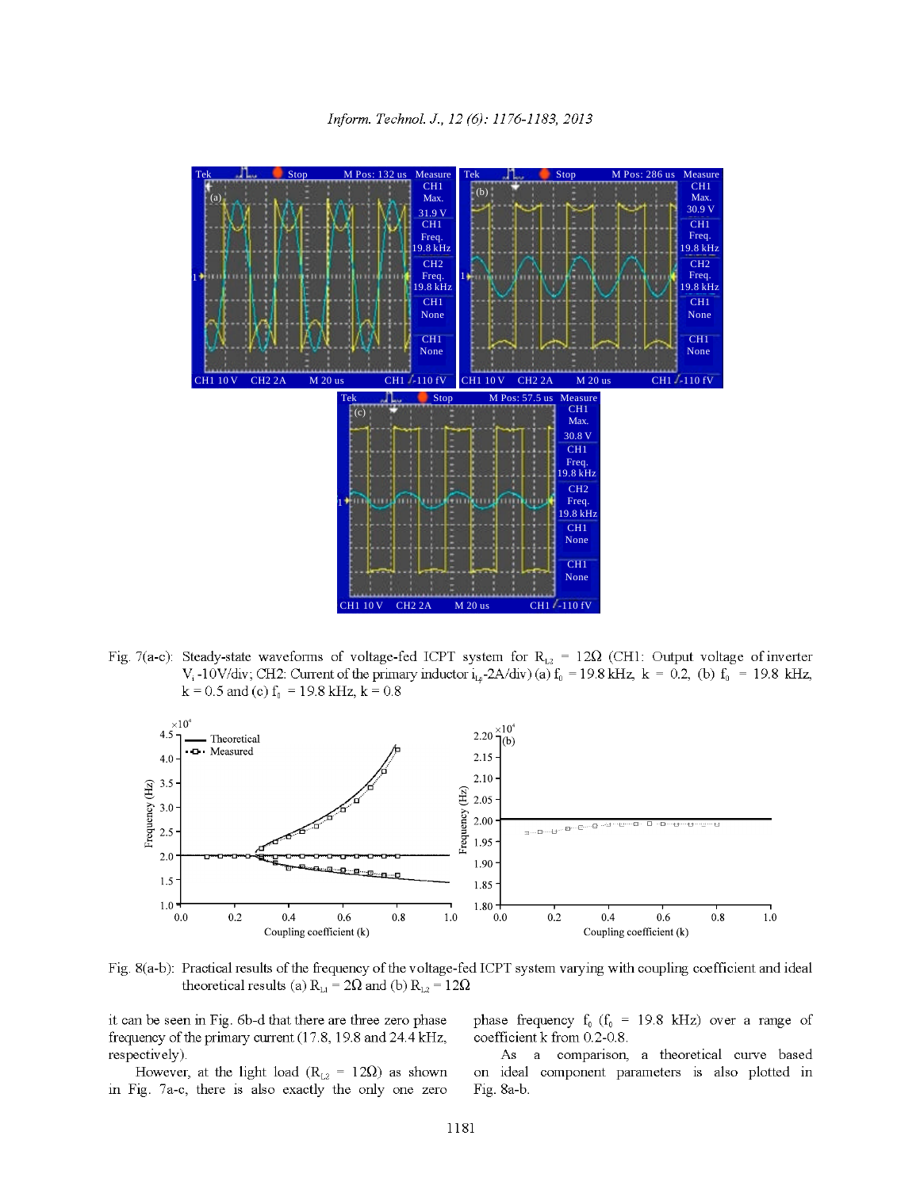Fig. 7(a-c): Steady-state waveforms of voltage-fed ICPT system for $R_{L2}$ = 12Ω (CH1: Output voltage of inverter $V_i$-10V/div; CH2: Current of the primary inductor $i_{Lp}$-2A/div) (a) $f_0$ = 19.8 kHz, k = 0.2, (b) $f_0$ = 19.8 kHz, k = 0.5 and (c) $f_0$ = 19.8 kHz, k = 0.8

Fig. 8(a-b): Practical results of the frequency of the voltage-fed ICPT system varying with coupling coefficient and ideal theoretical results (a) $R_{L1}$ = 2Ω and (b) $R_{L2}$ = 12Ω

it can be seen in Fig. 6b-d that there are three zero phase frequency of the primary current (17.8, 19.8 and 24.4 kHz, respectively).

However, at the light load ($R_{L2}$ = 12Ω) as shown in Fig. 7a-c, there is also exactly the only one zero phase frequency $f_0$ ($f_0$ = 19.8 kHz) over a range of coefficient k from 0.2-0.8.

As a comparison, a theoretical curve based on ideal component parameters is also plotted in Fig. 8a-b.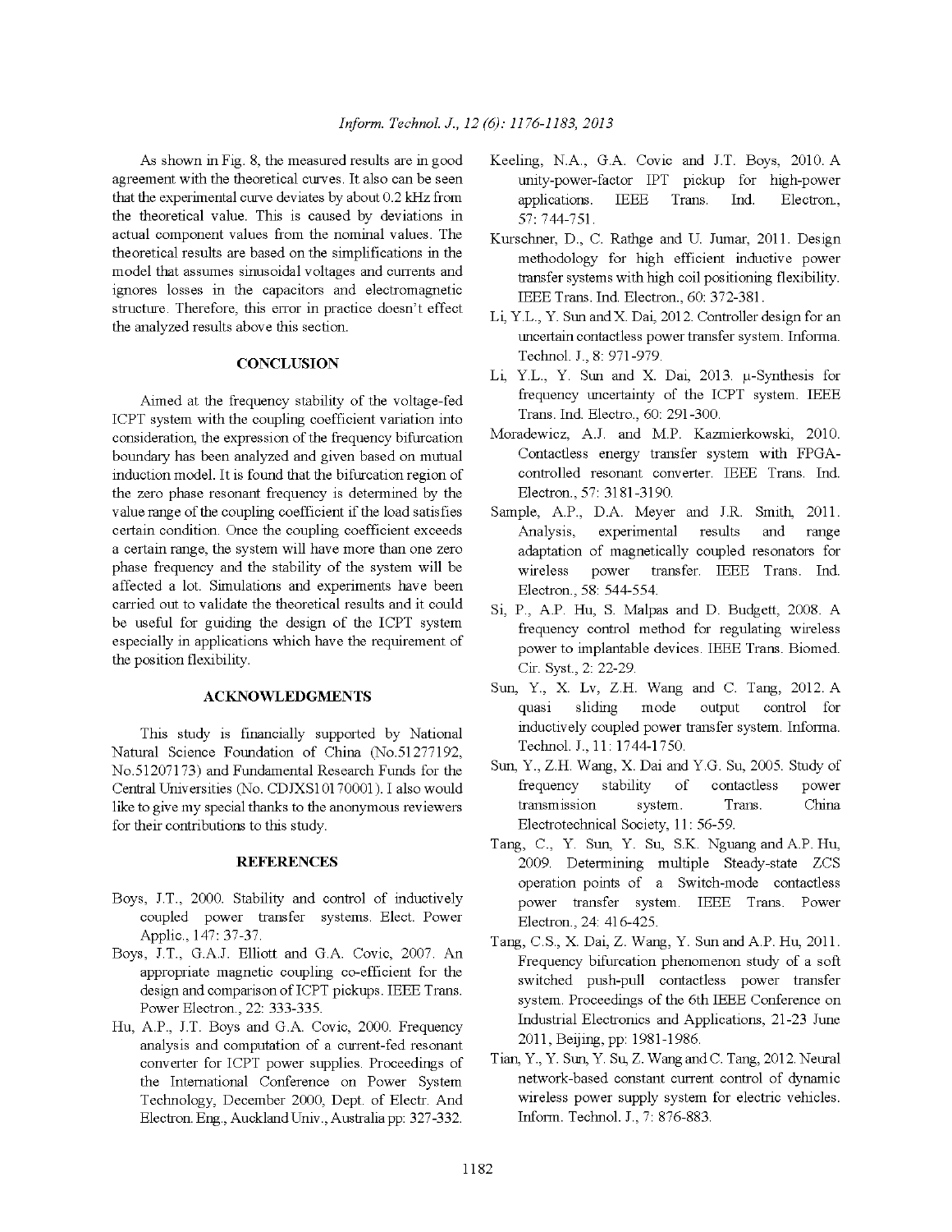As shown in Fig. 8, the measured results are in good agreement with the theoretical curves. It also can be seen that the experimental curve deviates by about 0.2 kHz from the theoretical value. This is caused by deviations in actual component values from the nominal values. The theoretical results are based on the simplifications in the model that assumes sinusoidal voltages and currents and ignores losses in the capacitors and electromagnetic structure. Therefore, this error in practice doesn't effect the analyzed results above this section.

## CONCLUSION

Aimed at the frequency stability of the voltage-fed ICPT system with the coupling coefficient variation into consideration, the expression of the frequency bifurcation boundary has been analyzed and given based on mutual induction model. It is found that the bifurcation region of the zero phase resonant frequency is determined by the value range of the coupling coefficient if the load satisfies certain condition. Once the coupling coefficient exceeds a certain range, the system will have more than one zero phase frequency and the stability of the system will be affected a lot. Simulations and experiments have been carried out to validate the theoretical results and it could be useful for guiding the design of the ICPT system especially in applications which have the requirement of the position flexibility.

## ACKNOWLEDGMENTS

This study is financially supported by National Natural Science Foundation of China (No.51277192, No.51207173) and Fundamental Research Funds for the Central Universities (No. CDJXS10170001). I also would like to give my special thanks to the anonymous reviewers for their contributions to this study.

## REFERENCES

Boys, J.T., 2000. Stability and control of inductively coupled power transfer systems. Elect. Power Applic., 147: 37-37.

Boys, J.T., G.A.J. Elliott and G.A. Covic, 2007. An appropriate magnetic coupling co-efficient for the design and comparison of ICPT pickups. IEEE Trans. Power Electron., 22: 333-335.

Hu, A.P., J.T. Boys and G.A. Covic, 2000. Frequency analysis and computation of a current-fed resonant converter for ICPT power supplies. Proceedings of the International Conference on Power System Technology, December 2000, Dept. of Electr. And Electron. Eng., Auckland Univ., Australia pp: 327-332.

Keeling, N.A., G.A. Covic and J.T. Boys, 2010. A unity-power-factor IPT pickup for high-power applications. IEEE Trans. Ind. Electron., 57: 744-751.

Kurschner, D., C. Rathge and U. Jumar, 2011. Design methodology for high efficient inductive power transfer systems with high coil positioning flexibility. IEEE Trans. Ind. Electron., 60: 372-381.

Li, Y.L., Y. Sun and X. Dai, 2012. Controller design for an uncertain contactless power transfer system. Informa. Technol. J., 8: 971-979.

Li, Y.L., Y. Sun and X. Dai, 2013. μ-Synthesis for frequency uncertainty of the ICPT system. IEEE Trans. Ind. Electro., 60: 291-300.

Moradewicz, A.J. and M.P. Kazmierkowski, 2010. Contactless energy transfer system with FPGA-controlled resonant converter. IEEE Trans. Ind. Electron., 57: 3181-3190.

Sample, A.P., D.A. Meyer and J.R. Smith, 2011. Analysis, experimental results and range adaptation of magnetically coupled resonators for wireless power transfer. IEEE Trans. Ind. Electron., 58: 544-554.

Si, P., A.P. Hu, S. Malpas and D. Budgett, 2008. A frequency control method for regulating wireless power to implantable devices. IEEE Trans. Biomed. Cir. Syst., 2: 22-29.

Sun, Y., X. Lv, Z.H. Wang and C. Tang, 2012. A quasi sliding mode output control for inductively coupled power transfer system. Informa. Technol. J., 11: 1744-1750.

Sun, Y., Z.H. Wang, X. Dai and Y.G. Su, 2005. Study of frequency stability of contactless power transmission system. Trans. China Electrotechnical Society, 11: 56-59.

Tang, C., Y. Sun, Y. Su, S.K. Nguang and A.P. Hu, 2009. Determining multiple Steady-state ZCS operation points of a Switch-mode contactless power transfer system. IEEE Trans. Power Electron., 24: 416-425.

Tang, C.S., X. Dai, Z. Wang, Y. Sun and A.P. Hu, 2011. Frequency bifurcation phenomenon study of a soft switched push-pull contactless power transfer system. Proceedings of the 6th IEEE Conference on Industrial Electronics and Applications, 21-23 June 2011, Beijing, pp: 1981-1986.

Tian, Y., Y. Sun, Y. Su, Z. Wang and C. Tang, 2012. Neural network-based constant current control of dynamic wireless power supply system for electric vehicles. Inform. Technol. J., 7: 876-883.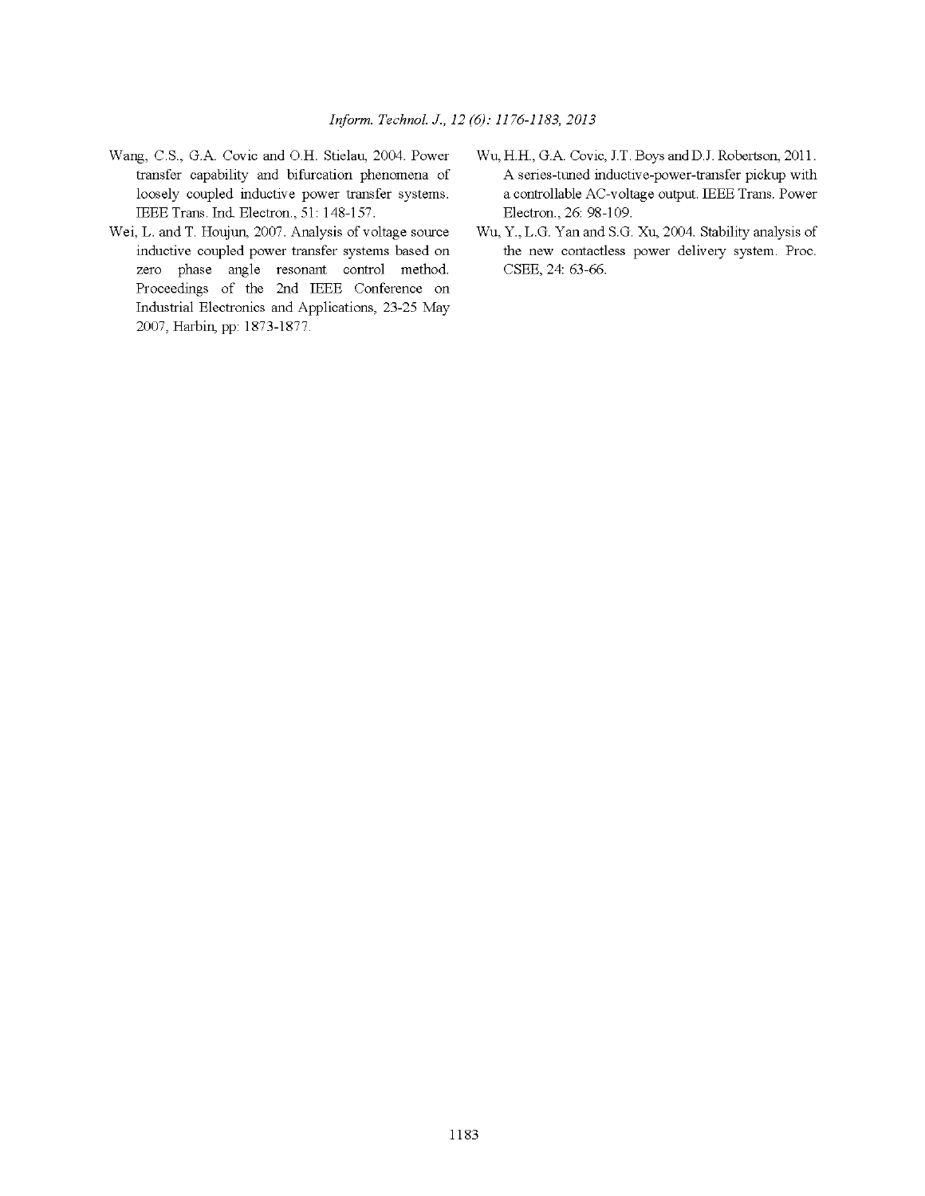Wang, C.S., G.A. Covic and O.H. Stielau, 2004. Power transfer capability and bifurcation phenomena of loosely coupled inductive power transfer systems. IEEE Trans. Ind. Electron., 51: 148-157.

Wei, L. and T. Houjun, 2007. Analysis of voltage source inductive coupled power transfer systems based on zero phase angle resonant control method. Proceedings of the 2nd IEEE Conference on Industrial Electronics and Applications, 23-25 May 2007, Harbin, pp: 1873-1877.

Wu, H.H., G.A. Covic, J.T. Boys and D.J. Robertson, 2011. A series-tuned inductive-power-transfer pickup with a controllable AC-voltage output. IEEE Trans. Power Electron., 26: 98-109.

Wu, Y., L.G. Yan and S.G. Xu, 2004. Stability analysis of the new contactless power delivery system. Proc. CSEE, 24: 63-66.